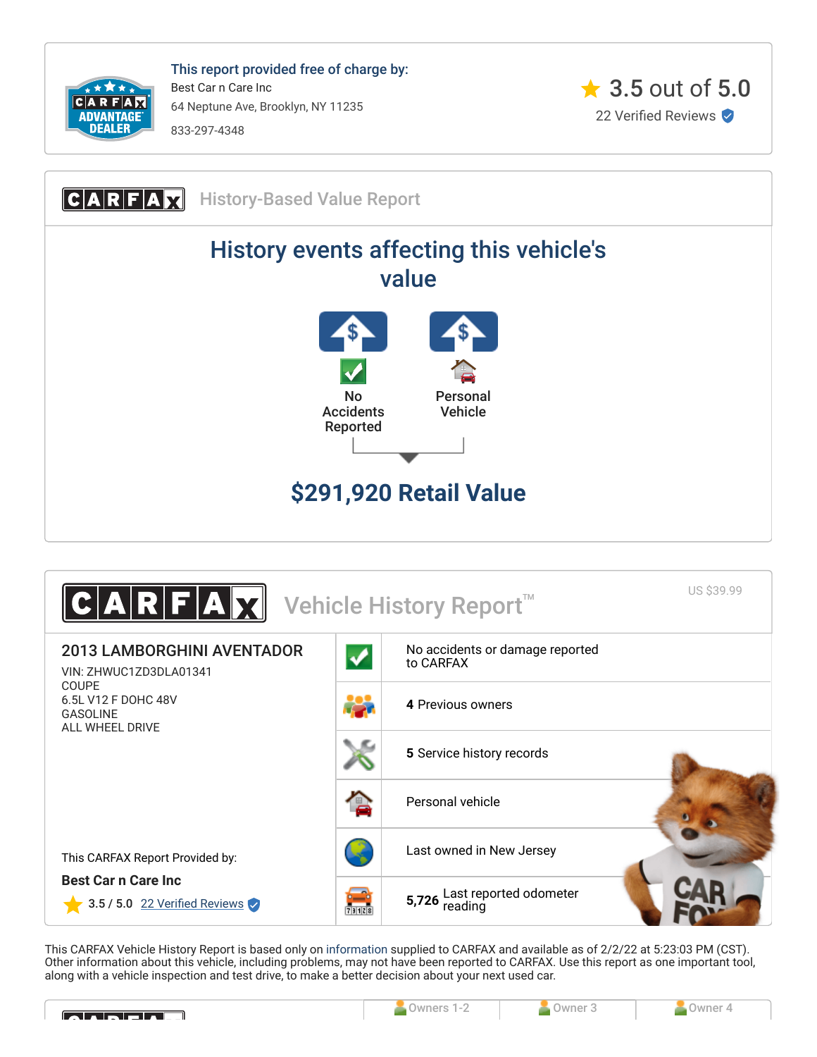**This report provided free of charge by:**

Best Car n Care Inc
64 Neptune Ave, Brooklyn, NY 11235
833-297-4348

3.5 out of 5.0
22 Verified Reviews

## CARFAX History-Based Value Report

## History events affecting this vehicle's value

- No Accidents Reported
- Personal Vehicle

**$291,920 Retail Value**

## CARFAX Vehicle History Report™

US $39.99

### 2013 LAMBORGHINI AVENTADOR

VIN: ZHWUC1ZD3DLA01341
COUPE
6.5L V12 F DOHC 48V
GASOLINE
ALL WHEEL DRIVE

- No accidents or damage reported to CARFAX
- **4** Previous owners
- **5** Service history records
- Personal vehicle
- Last owned in New Jersey
- **5,726** Last reported odometer reading

This CARFAX Report Provided by:

**Best Car n Care Inc**

3.5 / 5.0 22 Verified Reviews

This CARFAX Vehicle History Report is based only on information supplied to CARFAX and available as of 2/2/22 at 5:23:03 PM (CST). Other information about this vehicle, including problems, may not have been reported to CARFAX. Use this report as one important tool, along with a vehicle inspection and test drive, to make a better decision about your next used car.

| | Owners 1-2 | Owner 3 | Owner 4 |
|---|---|---|---|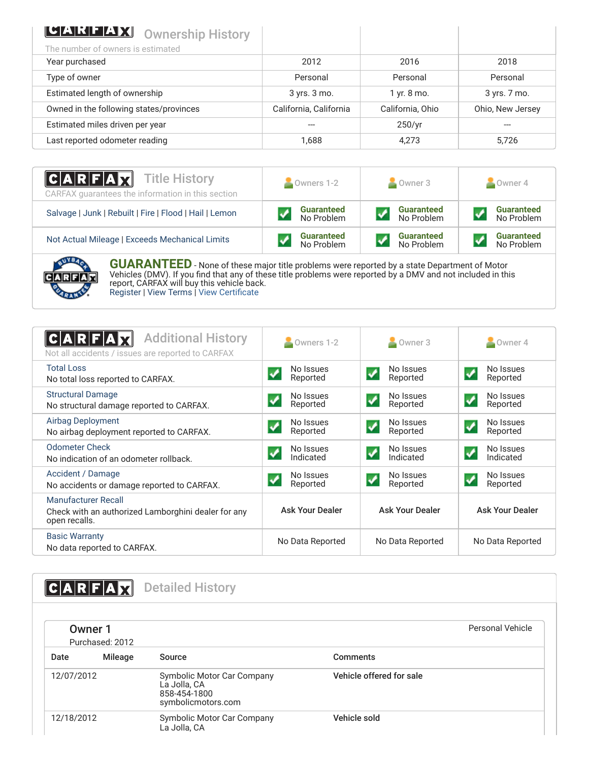## CARFAX Ownership History

The number of owners is estimated

| | | | |
|---|---|---|---|
| Year purchased | 2012 | 2016 | 2018 |
| Type of owner | Personal | Personal | Personal |
| Estimated length of ownership | 3 yrs. 3 mo. | 1 yr. 8 mo. | 3 yrs. 7 mo. |
| Owned in the following states/provinces | California, California | California, Ohio | Ohio, New Jersey |
| Estimated miles driven per year | --- | 250/yr | --- |
| Last reported odometer reading | 1,688 | 4,273 | 5,726 |

## CARFAX Title History

CARFAX guarantees the information in this section

| | Owners 1-2 | Owner 3 | Owner 4 |
|---|---|---|---|
| Salvage \| Junk \| Rebuilt \| Fire \| Flood \| Hail \| Lemon | Guaranteed No Problem | Guaranteed No Problem | Guaranteed No Problem |
| Not Actual Mileage \| Exceeds Mechanical Limits | Guaranteed No Problem | Guaranteed No Problem | Guaranteed No Problem |

**GUARANTEED** - None of these major title problems were reported by a state Department of Motor Vehicles (DMV). If you find that any of these title problems were reported by a DMV and not included in this report, CARFAX will buy this vehicle back.
Register | View Terms | View Certificate

## CARFAX Additional History

Not all accidents / issues are reported to CARFAX

| | Owners 1-2 | Owner 3 | Owner 4 |
|---|---|---|---|
| Total Loss<br>No total loss reported to CARFAX. | No Issues Reported | No Issues Reported | No Issues Reported |
| Structural Damage<br>No structural damage reported to CARFAX. | No Issues Reported | No Issues Reported | No Issues Reported |
| Airbag Deployment<br>No airbag deployment reported to CARFAX. | No Issues Reported | No Issues Reported | No Issues Reported |
| Odometer Check<br>No indication of an odometer rollback. | No Issues Indicated | No Issues Indicated | No Issues Indicated |
| Accident / Damage<br>No accidents or damage reported to CARFAX. | No Issues Reported | No Issues Reported | No Issues Reported |
| Manufacturer Recall<br>Check with an authorized Lamborghini dealer for any open recalls. | Ask Your Dealer | Ask Your Dealer | Ask Your Dealer |
| Basic Warranty<br>No data reported to CARFAX. | No Data Reported | No Data Reported | No Data Reported |

## CARFAX Detailed History

### Owner 1

Purchased: 2012

Personal Vehicle

| Date | Mileage | Source | Comments |
|---|---|---|---|
| 12/07/2012 | | Symbolic Motor Car Company<br>La Jolla, CA<br>858-454-1800<br>symbolicmotors.com | **Vehicle offered for sale** |
| 12/18/2012 | | Symbolic Motor Car Company<br>La Jolla, CA | **Vehicle sold** |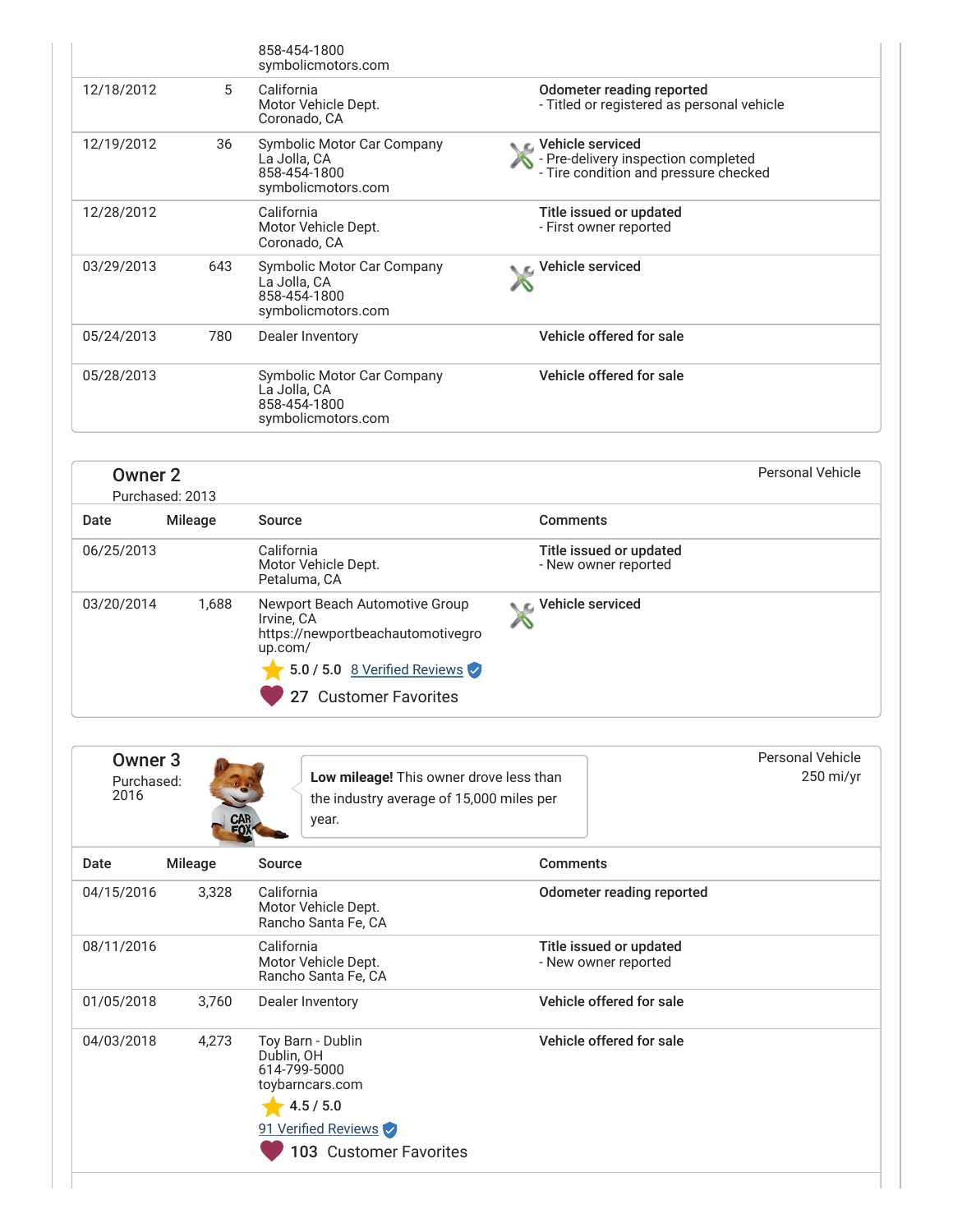| Date | Mileage | Source | Comments |
|---|---|---|---|
| | | 858-454-1800<br>symbolicmotors.com | |
| 12/18/2012 | 5 | California<br>Motor Vehicle Dept.<br>Coronado, CA | **Odometer reading reported**<br>- Titled or registered as personal vehicle |
| 12/19/2012 | 36 | Symbolic Motor Car Company<br>La Jolla, CA<br>858-454-1800<br>symbolicmotors.com | **Vehicle serviced**<br>- Pre-delivery inspection completed<br>- Tire condition and pressure checked |
| 12/28/2012 | | California<br>Motor Vehicle Dept.<br>Coronado, CA | **Title issued or updated**<br>- First owner reported |
| 03/29/2013 | 643 | Symbolic Motor Car Company<br>La Jolla, CA<br>858-454-1800<br>symbolicmotors.com | **Vehicle serviced** |
| 05/24/2013 | 780 | Dealer Inventory | **Vehicle offered for sale** |
| 05/28/2013 | | Symbolic Motor Car Company<br>La Jolla, CA<br>858-454-1800<br>symbolicmotors.com | **Vehicle offered for sale** |

## Owner 2

Purchased: 2013

Personal Vehicle

| Date | Mileage | Source | Comments |
|---|---|---|---|
| 06/25/2013 | | California<br>Motor Vehicle Dept.<br>Petaluma, CA | **Title issued or updated**<br>- New owner reported |
| 03/20/2014 | 1,688 | Newport Beach Automotive Group<br>Irvine, CA<br>https://newportbeachautomotivegroup.com/<br>5.0 / 5.0 8 Verified Reviews<br>27 Customer Favorites | **Vehicle serviced** |

## Owner 3

Purchased: 2016

**Low mileage!** This owner drove less than the industry average of 15,000 miles per year.

Personal Vehicle
250 mi/yr

| Date | Mileage | Source | Comments |
|---|---|---|---|
| 04/15/2016 | 3,328 | California<br>Motor Vehicle Dept.<br>Rancho Santa Fe, CA | **Odometer reading reported** |
| 08/11/2016 | | California<br>Motor Vehicle Dept.<br>Rancho Santa Fe, CA | **Title issued or updated**<br>- New owner reported |
| 01/05/2018 | 3,760 | Dealer Inventory | **Vehicle offered for sale** |
| 04/03/2018 | 4,273 | Toy Barn - Dublin<br>Dublin, OH<br>614-799-5000<br>toybarncars.com<br>4.5 / 5.0<br>91 Verified Reviews<br>103 Customer Favorites | **Vehicle offered for sale** |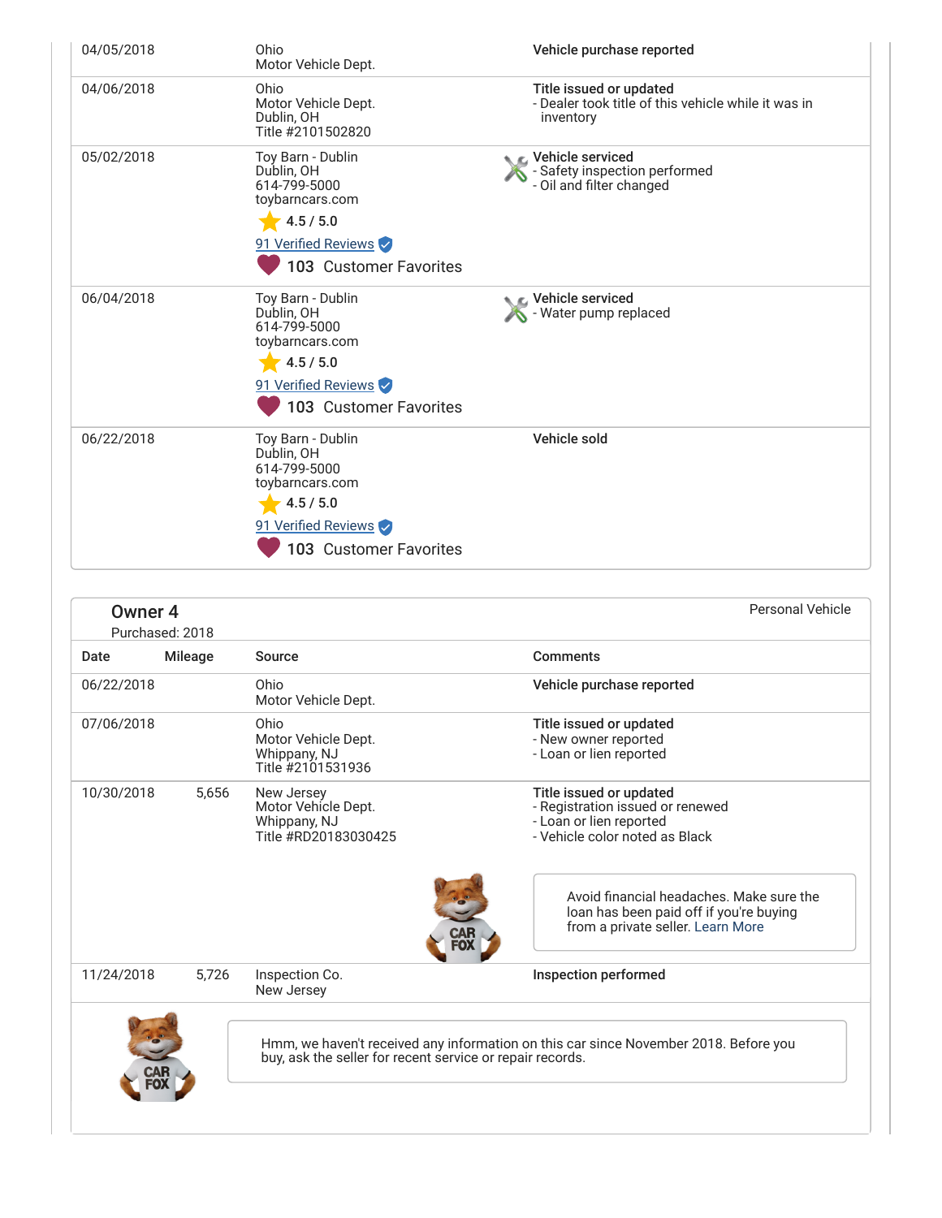| Date | Mileage | Source | Comments |
| --- | --- | --- | --- |
| 04/05/2018 | | Ohio<br>Motor Vehicle Dept. | **Vehicle purchase reported** |
| 04/06/2018 | | Ohio<br>Motor Vehicle Dept.<br>Dublin, OH<br>Title #2101502820 | **Title issued or updated**<br>- Dealer took title of this vehicle while it was in inventory |
| 05/02/2018 | | Toy Barn - Dublin<br>Dublin, OH<br>614-799-5000<br>toybarncars.com<br>4.5 / 5.0<br>91 Verified Reviews<br>103 Customer Favorites | **Vehicle serviced**<br>- Safety inspection performed<br>- Oil and filter changed |
| 06/04/2018 | | Toy Barn - Dublin<br>Dublin, OH<br>614-799-5000<br>toybarncars.com<br>4.5 / 5.0<br>91 Verified Reviews<br>103 Customer Favorites | **Vehicle serviced**<br>- Water pump replaced |
| 06/22/2018 | | Toy Barn - Dublin<br>Dublin, OH<br>614-799-5000<br>toybarncars.com<br>4.5 / 5.0<br>91 Verified Reviews<br>103 Customer Favorites | **Vehicle sold** |

## Owner 4

Purchased: 2018

Personal Vehicle

| Date | Mileage | Source | Comments |
| --- | --- | --- | --- |
| 06/22/2018 | | Ohio<br>Motor Vehicle Dept. | **Vehicle purchase reported** |
| 07/06/2018 | | Ohio<br>Motor Vehicle Dept.<br>Whippany, NJ<br>Title #2101531936 | **Title issued or updated**<br>- New owner reported<br>- Loan or lien reported |
| 10/30/2018 | 5,656 | New Jersey<br>Motor Vehicle Dept.<br>Whippany, NJ<br>Title #RD20183030425 | **Title issued or updated**<br>- Registration issued or renewed<br>- Loan or lien reported<br>- Vehicle color noted as Black |
| 11/24/2018 | 5,726 | Inspection Co.<br>New Jersey | **Inspection performed** |

Avoid financial headaches. Make sure the loan has been paid off if you're buying from a private seller. Learn More

Hmm, we haven't received any information on this car since November 2018. Before you buy, ask the seller for recent service or repair records.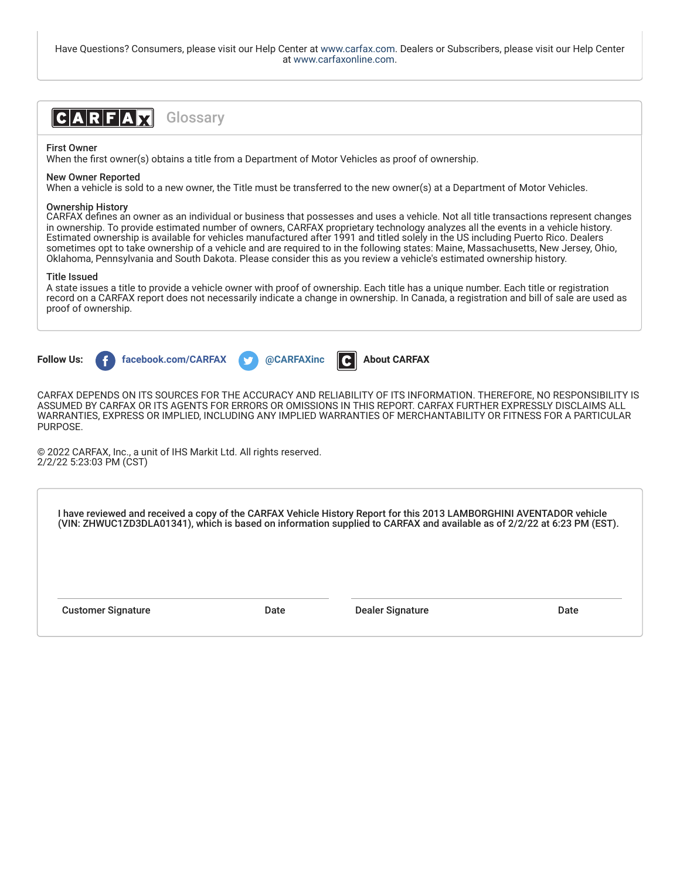Have Questions? Consumers, please visit our Help Center at www.carfax.com. Dealers or Subscribers, please visit our Help Center at www.carfaxonline.com.

## CARFAX Glossary

**First Owner**
When the first owner(s) obtains a title from a Department of Motor Vehicles as proof of ownership.

**New Owner Reported**
When a vehicle is sold to a new owner, the Title must be transferred to the new owner(s) at a Department of Motor Vehicles.

**Ownership History**
CARFAX defines an owner as an individual or business that possesses and uses a vehicle. Not all title transactions represent changes in ownership. To provide estimated number of owners, CARFAX proprietary technology analyzes all the events in a vehicle history. Estimated ownership is available for vehicles manufactured after 1991 and titled solely in the US including Puerto Rico. Dealers sometimes opt to take ownership of a vehicle and are required to in the following states: Maine, Massachusetts, New Jersey, Ohio, Oklahoma, Pennsylvania and South Dakota. Please consider this as you review a vehicle's estimated ownership history.

**Title Issued**
A state issues a title to provide a vehicle owner with proof of ownership. Each title has a unique number. Each title or registration record on a CARFAX report does not necessarily indicate a change in ownership. In Canada, a registration and bill of sale are used as proof of ownership.

**Follow Us:** facebook.com/CARFAX @CARFAXinc About CARFAX

CARFAX DEPENDS ON ITS SOURCES FOR THE ACCURACY AND RELIABILITY OF ITS INFORMATION. THEREFORE, NO RESPONSIBILITY IS ASSUMED BY CARFAX OR ITS AGENTS FOR ERRORS OR OMISSIONS IN THIS REPORT. CARFAX FURTHER EXPRESSLY DISCLAIMS ALL WARRANTIES, EXPRESS OR IMPLIED, INCLUDING ANY IMPLIED WARRANTIES OF MERCHANTABILITY OR FITNESS FOR A PARTICULAR PURPOSE.

© 2022 CARFAX, Inc., a unit of IHS Markit Ltd. All rights reserved.
2/2/22 5:23:03 PM (CST)

**I have reviewed and received a copy of the CARFAX Vehicle History Report for this 2013 LAMBORGHINI AVENTADOR vehicle (VIN: ZHWUC1ZD3DLA01341), which is based on information supplied to CARFAX and available as of 2/2/22 at 6:23 PM (EST).**

**Customer Signature** **Date** **Dealer Signature** **Date**